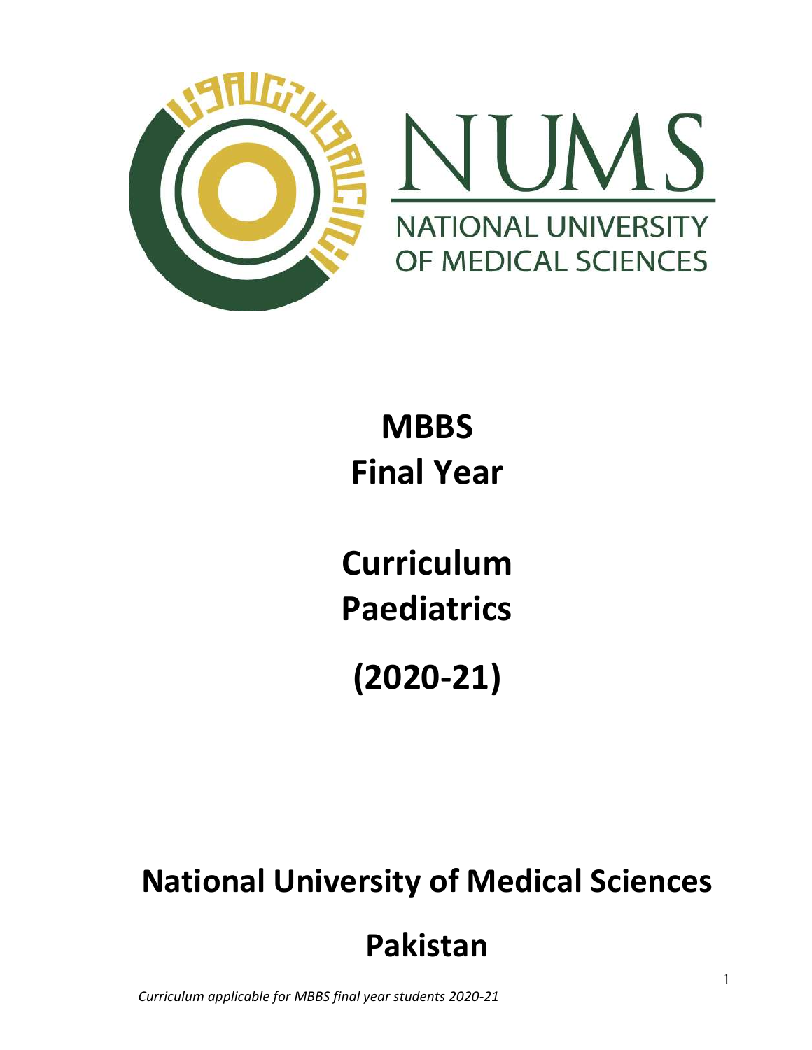# NUMS

NATIONAL UNIVERSITY OF MEDICAL SCIENCES

# MBBS
# Final Year

# Curriculum
# Paediatrics

# (2020-21)

## National University of Medical Sciences

## Pakistan

*Curriculum applicable for MBBS final year students 2020-21*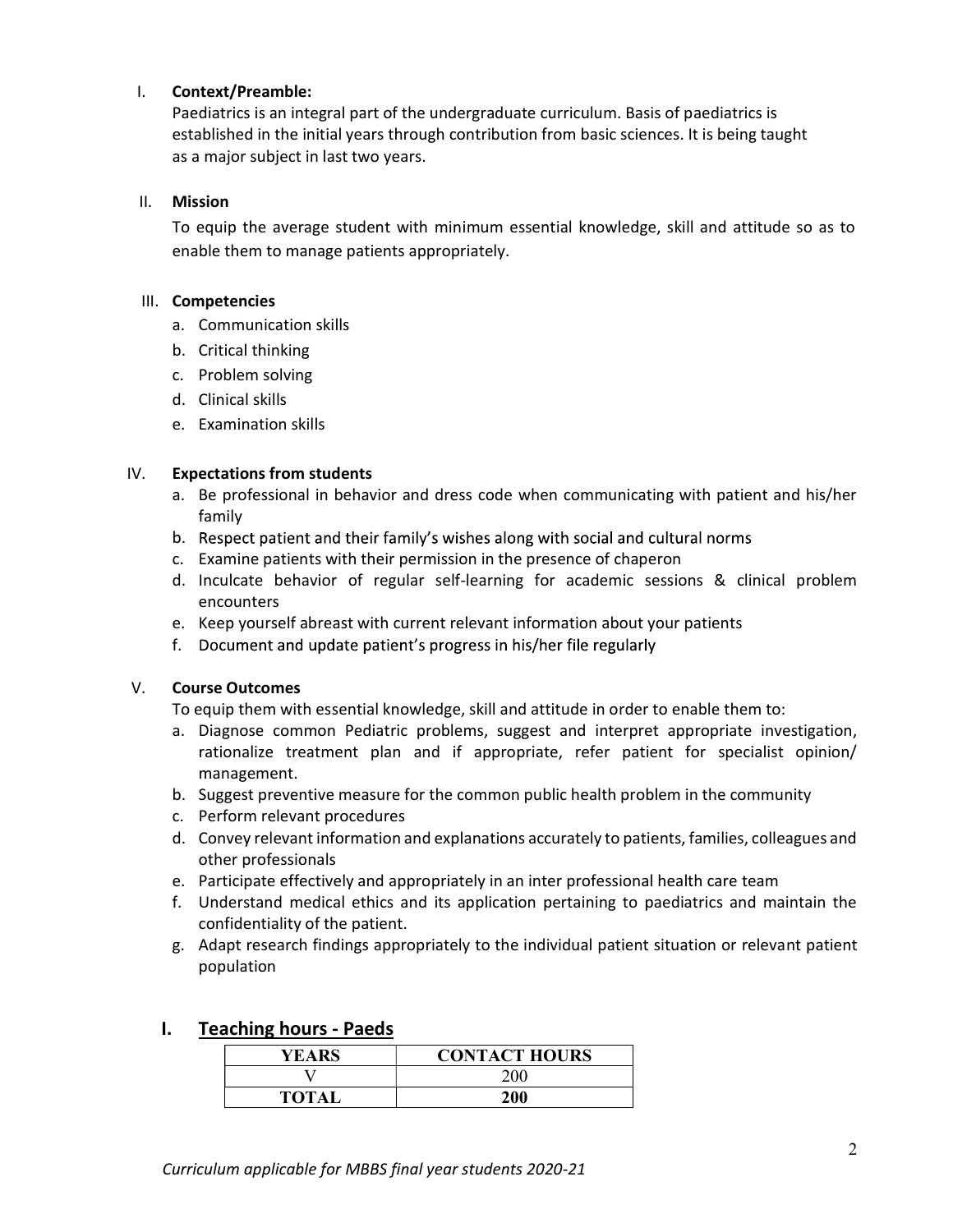## I. Context/Preamble:

Paediatrics is an integral part of the undergraduate curriculum. Basis of paediatrics is established in the initial years through contribution from basic sciences. It is being taught as a major subject in last two years.

## II. Mission

To equip the average student with minimum essential knowledge, skill and attitude so as to enable them to manage patients appropriately.

## III. Competencies

a. Communication skills
b. Critical thinking
c. Problem solving
d. Clinical skills
e. Examination skills

## IV. Expectations from students

a. Be professional in behavior and dress code when communicating with patient and his/her family
b. Respect patient and their family's wishes along with social and cultural norms
c. Examine patients with their permission in the presence of chaperon
d. Inculcate behavior of regular self-learning for academic sessions & clinical problem encounters
e. Keep yourself abreast with current relevant information about your patients
f. Document and update patient's progress in his/her file regularly

## V. Course Outcomes

To equip them with essential knowledge, skill and attitude in order to enable them to:

a. Diagnose common Pediatric problems, suggest and interpret appropriate investigation, rationalize treatment plan and if appropriate, refer patient for specialist opinion/ management.
b. Suggest preventive measure for the common public health problem in the community
c. Perform relevant procedures
d. Convey relevant information and explanations accurately to patients, families, colleagues and other professionals
e. Participate effectively and appropriately in an inter professional health care team
f. Understand medical ethics and its application pertaining to paediatrics and maintain the confidentiality of the patient.
g. Adapt research findings appropriately to the individual patient situation or relevant patient population

## I. Teaching hours - Paeds

| YEARS | CONTACT HOURS |
|---|---|
| V | 200 |
| **TOTAL** | **200** |

*Curriculum applicable for MBBS final year students 2020-21*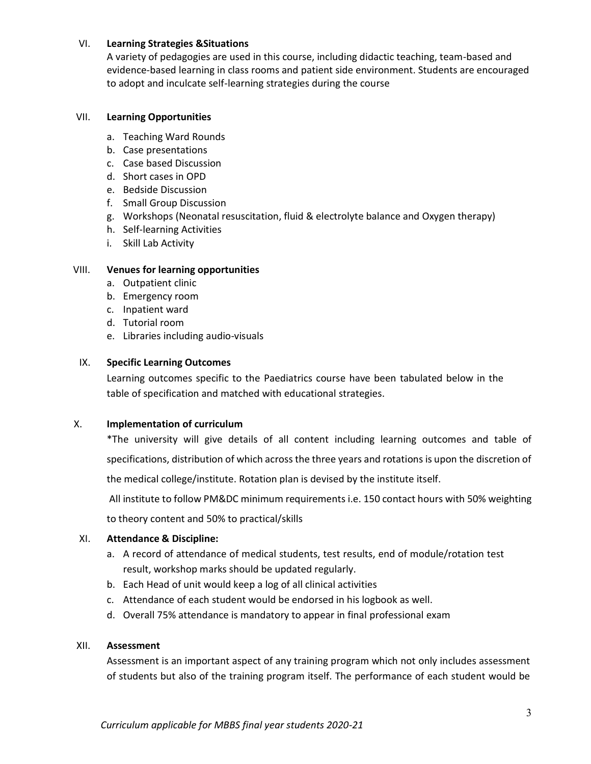## VI. Learning Strategies &Situations

A variety of pedagogies are used in this course, including didactic teaching, team-based and evidence-based learning in class rooms and patient side environment. Students are encouraged to adopt and inculcate self-learning strategies during the course

## VII. Learning Opportunities

a. Teaching Ward Rounds
b. Case presentations
c. Case based Discussion
d. Short cases in OPD
e. Bedside Discussion
f. Small Group Discussion
g. Workshops (Neonatal resuscitation, fluid & electrolyte balance and Oxygen therapy)
h. Self-learning Activities
i. Skill Lab Activity

## VIII. Venues for learning opportunities

a. Outpatient clinic
b. Emergency room
c. Inpatient ward
d. Tutorial room
e. Libraries including audio-visuals

## IX. Specific Learning Outcomes

Learning outcomes specific to the Paediatrics course have been tabulated below in the table of specification and matched with educational strategies.

## X. Implementation of curriculum

*The university will give details of all content including learning outcomes and table of specifications, distribution of which across the three years and rotations is upon the discretion of the medical college/institute. Rotation plan is devised by the institute itself.

All institute to follow PM&DC minimum requirements i.e. 150 contact hours with 50% weighting to theory content and 50% to practical/skills

## XI. Attendance & Discipline:

a. A record of attendance of medical students, test results, end of module/rotation test result, workshop marks should be updated regularly.
b. Each Head of unit would keep a log of all clinical activities
c. Attendance of each student would be endorsed in his logbook as well.
d. Overall 75% attendance is mandatory to appear in final professional exam

## XII. Assessment

Assessment is an important aspect of any training program which not only includes assessment of students but also of the training program itself. The performance of each student would be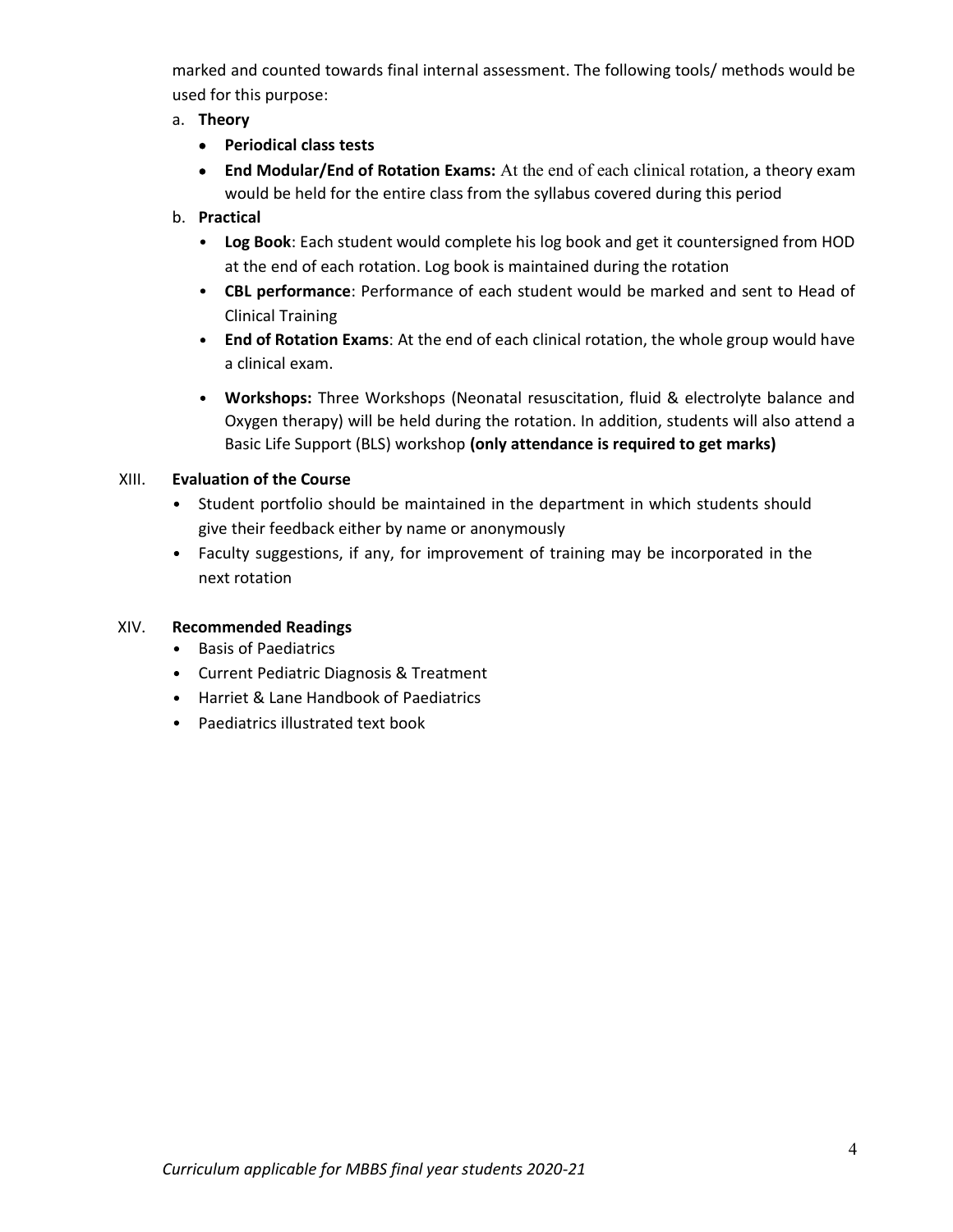marked and counted towards final internal assessment. The following tools/ methods would be used for this purpose:

a. **Theory**
   - **Periodical class tests**
   - **End Modular/End of Rotation Exams:** At the end of each clinical rotation, a theory exam would be held for the entire class from the syllabus covered during this period

b. **Practical**
   - **Log Book**: Each student would complete his log book and get it countersigned from HOD at the end of each rotation. Log book is maintained during the rotation
   - **CBL performance**: Performance of each student would be marked and sent to Head of Clinical Training
   - **End of Rotation Exams**: At the end of each clinical rotation, the whole group would have a clinical exam.
   - **Workshops:** Three Workshops (Neonatal resuscitation, fluid & electrolyte balance and Oxygen therapy) will be held during the rotation. In addition, students will also attend a Basic Life Support (BLS) workshop **(only attendance is required to get marks)**

XIII. **Evaluation of the Course**

- Student portfolio should be maintained in the department in which students should give their feedback either by name or anonymously
- Faculty suggestions, if any, for improvement of training may be incorporated in the next rotation

XIV. **Recommended Readings**

- Basis of Paediatrics
- Current Pediatric Diagnosis & Treatment
- Harriet & Lane Handbook of Paediatrics
- Paediatrics illustrated text book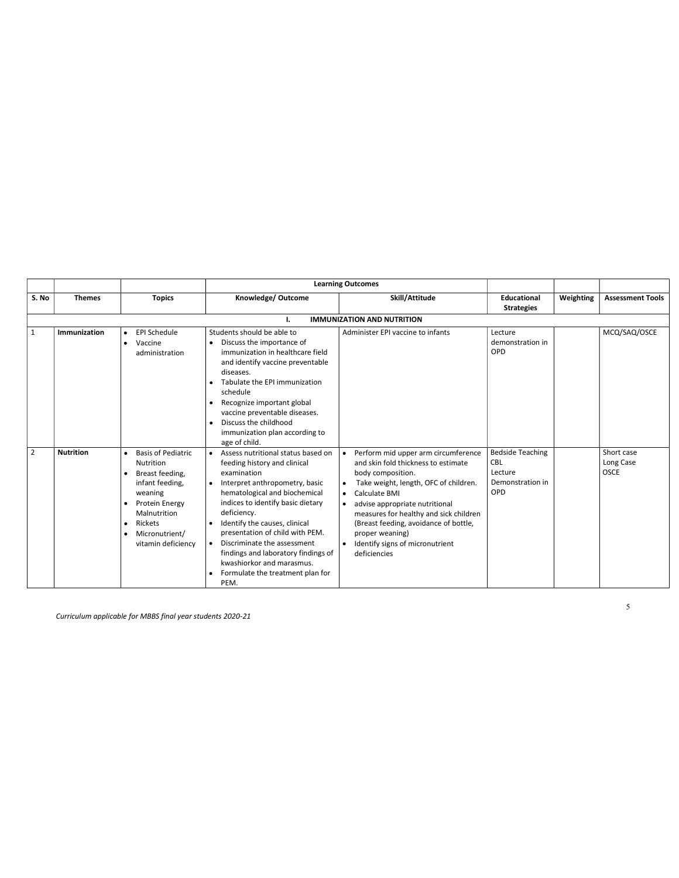| | | | Learning Outcomes | | | | |
|---|---|---|---|---|---|---|---|
| S. No | Themes | Topics | Knowledge/ Outcome | Skill/Attitude | Educational Strategies | Weighting | Assessment Tools |
| | | | I. IMMUNIZATION AND NUTRITION | | | | |
| 1 | **Immunization** | • EPI Schedule<br>• Vaccine administration | Students should be able to<br>• Discuss the importance of immunization in healthcare field and identify vaccine preventable diseases.<br>• Tabulate the EPI immunization schedule<br>• Recognize important global vaccine preventable diseases.<br>• Discuss the childhood immunization plan according to age of child. | Administer EPI vaccine to infants | Lecture demonstration in OPD | | MCQ/SAQ/OSCE |
| 2 | **Nutrition** | • Basis of Pediatric Nutrition<br>• Breast feeding, infant feeding, weaning<br>• Protein Energy Malnutrition<br>• Rickets<br>• Micronutrient/ vitamin deficiency | • Assess nutritional status based on feeding history and clinical examination<br>• Interpret anthropometry, basic hematological and biochemical indices to identify basic dietary deficiency.<br>• Identify the causes, clinical presentation of child with PEM.<br>• Discriminate the assessment findings and laboratory findings of kwashiorkor and marasmus.<br>• Formulate the treatment plan for PEM. | • Perform mid upper arm circumference and skin fold thickness to estimate body composition.<br>• Take weight, length, OFC of children.<br>• Calculate BMI<br>• advise appropriate nutritional measures for healthy and sick children (Breast feeding, avoidance of bottle, proper weaning)<br>• Identify signs of micronutrient deficiencies | Bedside Teaching<br>CBL<br>Lecture<br>Demonstration in OPD | | Short case<br>Long Case<br>OSCE |

*Curriculum applicable for MBBS final year students 2020-21*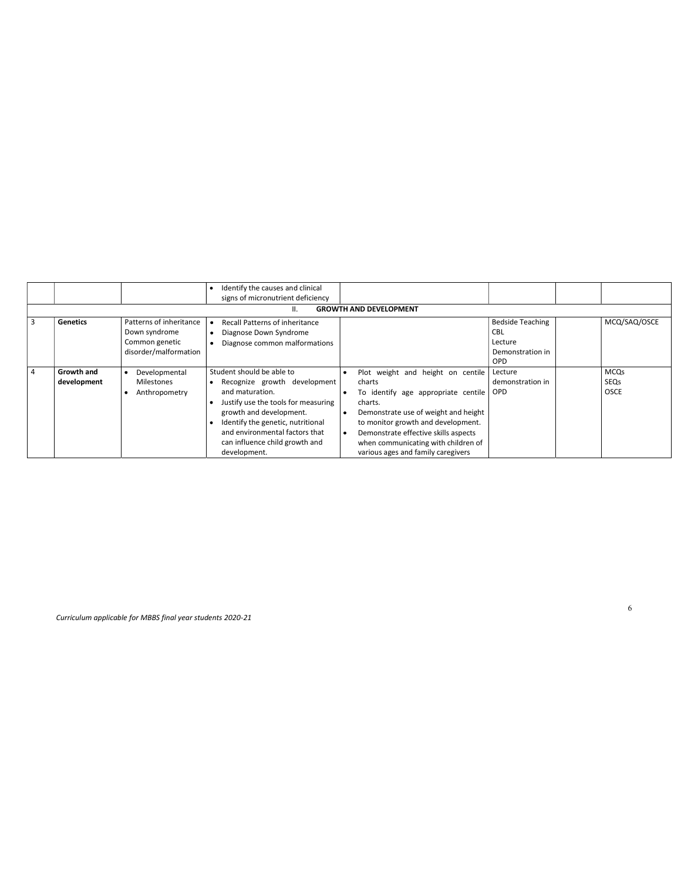| | | | | | | | |
|---|---|---|---|---|---|---|---|
| | | | • Identify the causes and clinical signs of micronutrient deficiency | | | | |
| | | | II. **GROWTH AND DEVELOPMENT** | | | | |
| 3 | **Genetics** | Patterns of inheritance<br>Down syndrome<br>Common genetic disorder/malformation | • Recall Patterns of inheritance<br>• Diagnose Down Syndrome<br>• Diagnose common malformations | | Bedside Teaching<br>CBL<br>Lecture<br>Demonstration in OPD | | MCQ/SAQ/OSCE |
| 4 | **Growth and development** | • Developmental Milestones<br>• Anthropometry | Student should be able to<br>• Recognize growth development and maturation.<br>• Justify use the tools for measuring growth and development.<br>• Identify the genetic, nutritional and environmental factors that can influence child growth and development. | • Plot weight and height on centile charts<br>• To identify age appropriate centile charts.<br>• Demonstrate use of weight and height to monitor growth and development.<br>• Demonstrate effective skills aspects when communicating with children of various ages and family caregivers | Lecture<br>demonstration in OPD | | MCQs<br>SEQs<br>OSCE |

*Curriculum applicable for MBBS final year students 2020-21*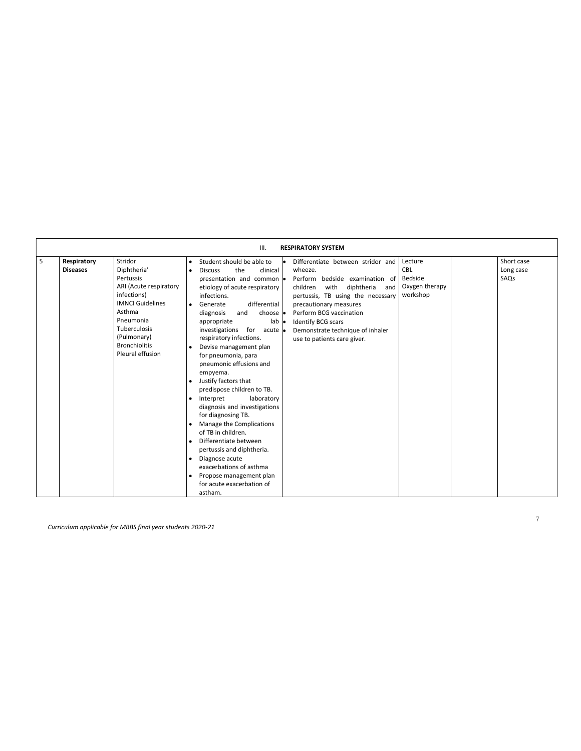| III. RESPIRATORY SYSTEM | | | | | | | |
|---|---|---|---|---|---|---|---|
| 5 | **Respiratory Diseases** | Stridor<br>Diphtheria'<br>Pertussis<br>ARI (Acute respiratory infections)<br>IMNCI Guidelines<br>Asthma<br>Pneumonia<br>Tuberculosis (Pulmonary)<br>Bronchiolitis<br>Pleural effusion | • Student should be able to<br>• Discuss the clinical presentation and common etiology of acute respiratory infections.<br>• Generate differential diagnosis and choose appropriate lab investigations for acute respiratory infections.<br>• Devise management plan for pneumonia, para pneumonic effusions and empyema.<br>• Justify factors that predispose children to TB.<br>• Interpret laboratory diagnosis and investigations for diagnosing TB.<br>• Manage the Complications of TB in children.<br>• Differentiate between pertussis and diphtheria.<br>• Diagnose acute exacerbations of asthma<br>• Propose management plan for acute exacerbation of astham. | • Differentiate between stridor and wheeze.<br>• Perform bedside examination of children with diphtheria and pertussis, TB using the necessary precautionary measures<br>• Perform BCG vaccination<br>• Identify BCG scars<br>• Demonstrate technique of inhaler use to patients care giver. | Lecture<br>CBL<br>Bedside<br>Oxygen therapy workshop | | Short case<br>Long case<br>SAQs |

*Curriculum applicable for MBBS final year students 2020-21*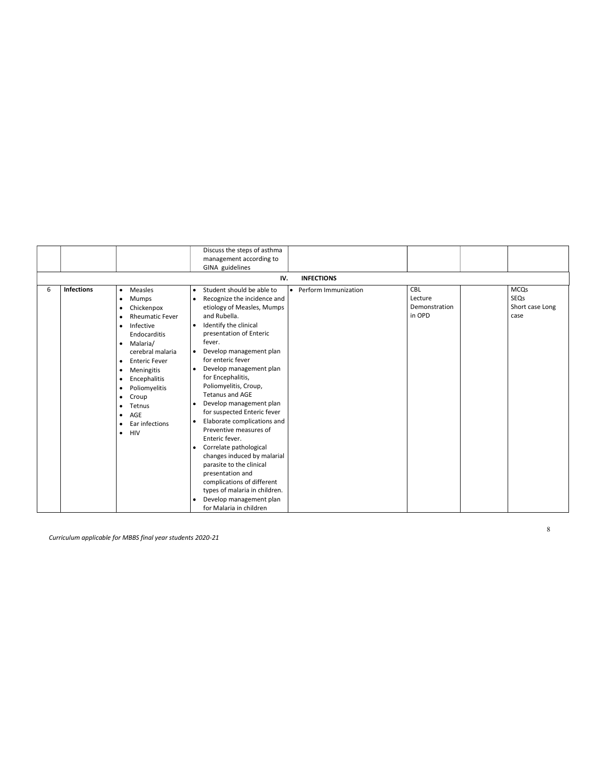|  |  |  | Discuss the steps of asthma management according to GINA guidelines |  |  |  |  |
|---|---|---|---|---|---|---|---|
| **IV. INFECTIONS** |  |  |  |  |  |  |  |
| 6 | **Infections** | • Measles<br>• Mumps<br>• Chickenpox<br>• Rheumatic Fever<br>• Infective Endocarditis<br>• Malaria/ cerebral malaria<br>• Enteric Fever<br>• Meningitis<br>• Encephalitis<br>• Poliomyelitis<br>• Croup<br>• Tetnus<br>• AGE<br>• Ear infections<br>• HIV | • Student should be able to<br>• Recognize the incidence and etiology of Measles, Mumps and Rubella.<br>• Identify the clinical presentation of Enteric fever.<br>• Develop management plan for enteric fever<br>• Develop management plan for Encephalitis, Poliomyelitis, Croup, Tetanus and AGE<br>• Develop management plan for suspected Enteric fever<br>• Elaborate complications and Preventive measures of Enteric fever.<br>• Correlate pathological changes induced by malarial parasite to the clinical presentation and complications of different types of malaria in children.<br>• Develop management plan for Malaria in children | • Perform Immunization | CBL<br>Lecture<br>Demonstration in OPD |  | MCQs<br>SEQs<br>Short case Long case |

*Curriculum applicable for MBBS final year students 2020-21*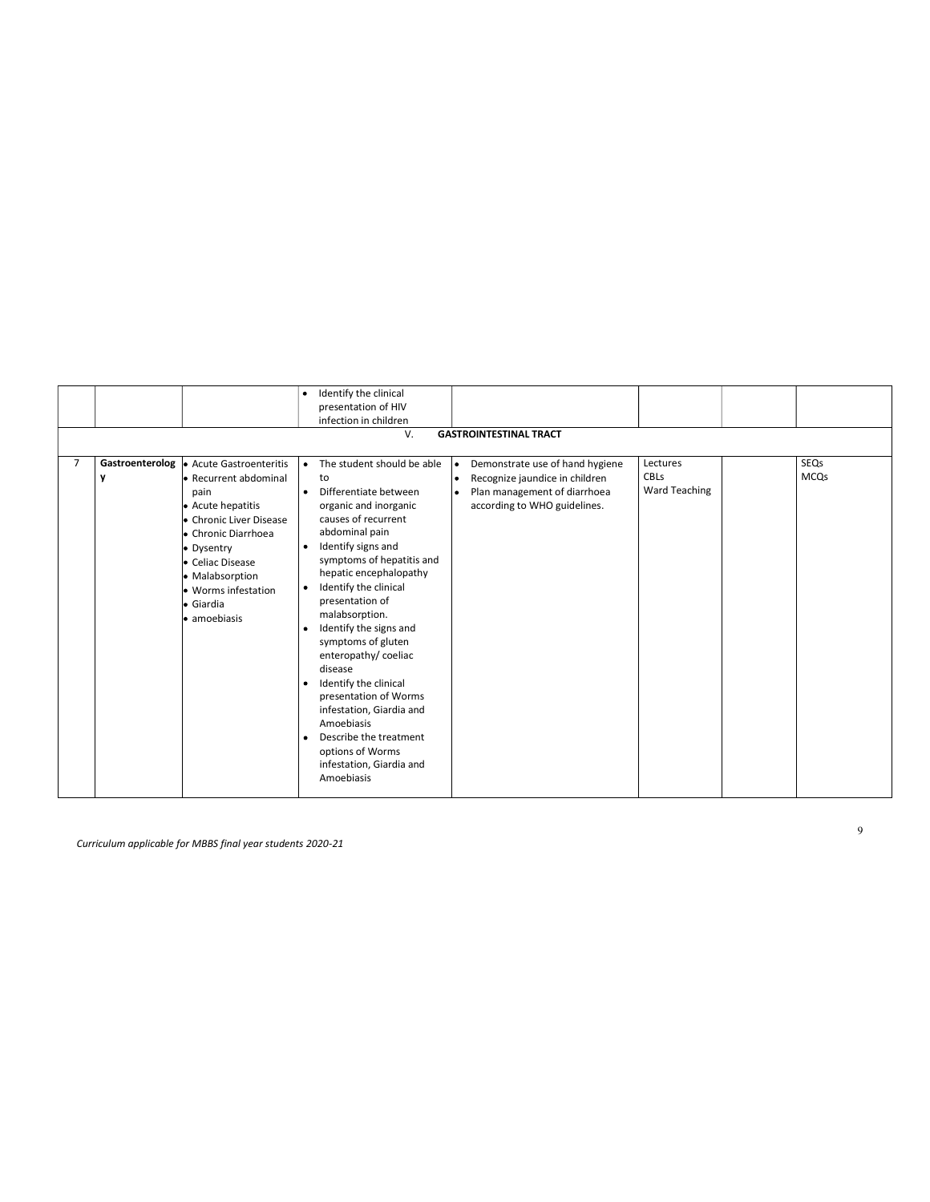|  |  |  | • Identify the clinical presentation of HIV infection in children |  |  |  |  |
|---|---|---|---|---|---|---|---|
| | | | V. **GASTROINTESTINAL TRACT** | | | | |
| 7 | **Gastroenterology** | • Acute Gastroenteritis<br>• Recurrent abdominal pain<br>• Acute hepatitis<br>• Chronic Liver Disease<br>• Chronic Diarrhoea<br>• Dysentry<br>• Celiac Disease<br>• Malabsorption<br>• Worms infestation<br>• Giardia<br>• amoebiasis | • The student should be able to<br>• Differentiate between organic and inorganic causes of recurrent abdominal pain<br>• Identify signs and symptoms of hepatitis and hepatic encephalopathy<br>• Identify the clinical presentation of malabsorption.<br>• Identify the signs and symptoms of gluten enteropathy/ coeliac disease<br>• Identify the clinical presentation of Worms infestation, Giardia and Amoebiasis<br>• Describe the treatment options of Worms infestation, Giardia and Amoebiasis | • Demonstrate use of hand hygiene<br>• Recognize jaundice in children<br>• Plan management of diarrhoea according to WHO guidelines. | Lectures<br>CBLs<br>Ward Teaching |  | SEQs<br>MCQs |

*Curriculum applicable for MBBS final year students 2020-21*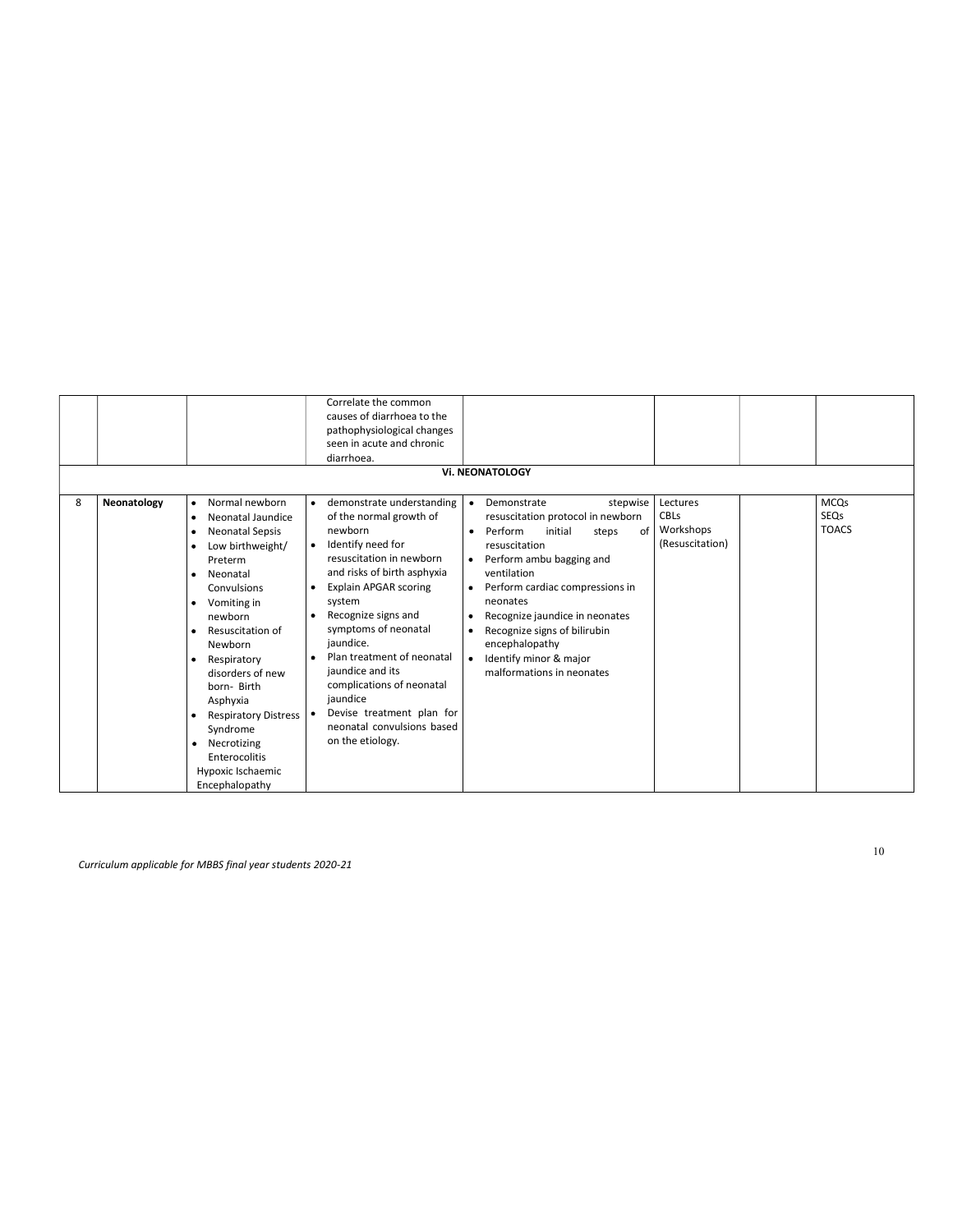| | | | Correlate the common causes of diarrhoea to the pathophysiological changes seen in acute and chronic diarrhoea. | | | | |
|---|---|---|---|---|---|---|---|
| **Vi. NEONATOLOGY** | | | | | | | |
| 8 | **Neonatology** | • Normal newborn<br>• Neonatal Jaundice<br>• Neonatal Sepsis<br>• Low birthweight/ Preterm<br>• Neonatal Convulsions<br>• Vomiting in newborn<br>• Resuscitation of Newborn<br>• Respiratory disorders of new born- Birth Asphyxia<br>• Respiratory Distress Syndrome<br>• Necrotizing Enterocolitis<br>Hypoxic Ischaemic Encephalopathy | • demonstrate understanding of the normal growth of newborn<br>• Identify need for resuscitation in newborn and risks of birth asphyxia<br>• Explain APGAR scoring system<br>• Recognize signs and symptoms of neonatal jaundice.<br>• Plan treatment of neonatal jaundice and its complications of neonatal jaundice<br>• Devise treatment plan for neonatal convulsions based on the etiology. | • Demonstrate stepwise resuscitation protocol in newborn<br>• Perform initial steps of resuscitation<br>• Perform ambu bagging and ventilation<br>• Perform cardiac compressions in neonates<br>• Recognize jaundice in neonates<br>• Recognize signs of bilirubin encephalopathy<br>• Identify minor & major malformations in neonates | Lectures<br>CBLs<br>Workshops<br>(Resuscitation) | | MCQs<br>SEQs<br>TOACS |

*Curriculum applicable for MBBS final year students 2020-21*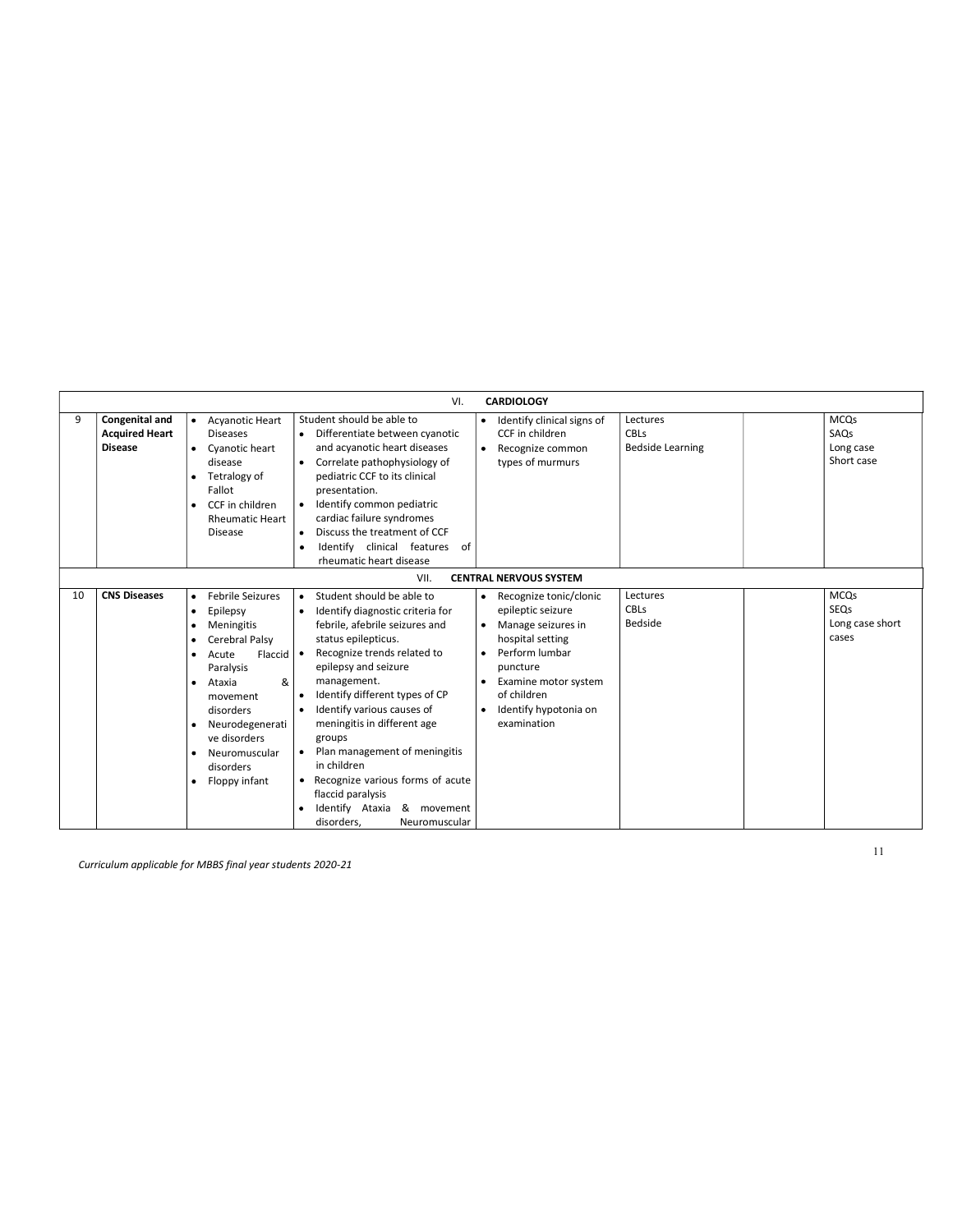| | | | | | | | |
|---|---|---|---|---|---|---|---|
| | | | VI. **CARDIOLOGY** | | | | |
| 9 | **Congenital and Acquired Heart Disease** | • Acyanotic Heart Diseases<br>• Cyanotic heart disease<br>• Tetralogy of Fallot<br>• CCF in children Rheumatic Heart Disease | Student should be able to<br>• Differentiate between cyanotic and acyanotic heart diseases<br>• Correlate pathophysiology of pediatric CCF to its clinical presentation.<br>• Identify common pediatric cardiac failure syndromes<br>• Discuss the treatment of CCF<br>• Identify clinical features of rheumatic heart disease | • Identify clinical signs of CCF in children<br>• Recognize common types of murmurs | Lectures<br>CBLs<br>Bedside Learning | | MCQs<br>SAQs<br>Long case<br>Short case |
| | | | VII. **CENTRAL NERVOUS SYSTEM** | | | | |
| 10 | **CNS Diseases** | • Febrile Seizures<br>• Epilepsy<br>• Meningitis<br>• Cerebral Palsy<br>• Acute Flaccid Paralysis<br>• Ataxia & movement disorders<br>• Neurodegenerative disorders<br>• Neuromuscular disorders<br>• Floppy infant | • Student should be able to<br>• Identify diagnostic criteria for febrile, afebrile seizures and status epilepticus.<br>• Recognize trends related to epilepsy and seizure management.<br>• Identify different types of CP<br>• Identify various causes of meningitis in different age groups<br>• Plan management of meningitis in children<br>• Recognize various forms of acute flaccid paralysis<br>• Identify Ataxia & movement disorders, Neuromuscular | • Recognize tonic/clonic epileptic seizure<br>• Manage seizures in hospital setting<br>• Perform lumbar puncture<br>• Examine motor system of children<br>• Identify hypotonia on examination | Lectures<br>CBLs<br>Bedside | | MCQs<br>SEQs<br>Long case short cases |

*Curriculum applicable for MBBS final year students 2020-21*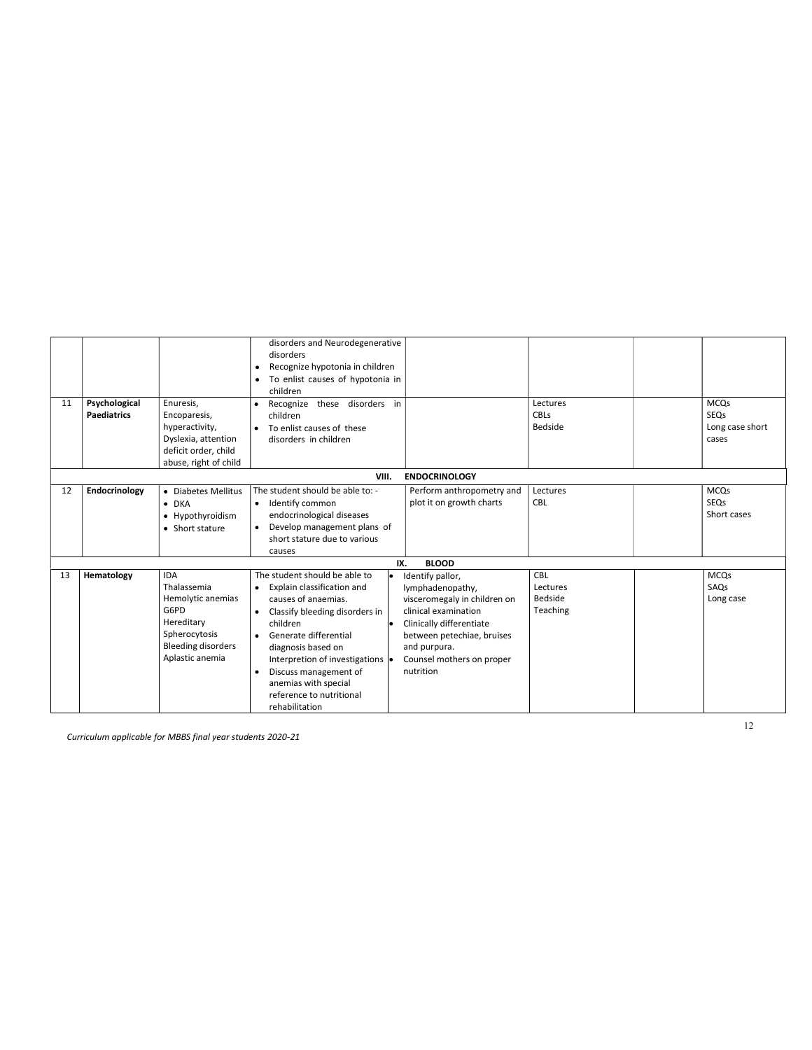| | | | | | | | |
|---|---|---|---|---|---|---|---|
| | | | disorders and Neurodegenerative disorders<br>• Recognize hypotonia in children<br>• To enlist causes of hypotonia in children | | | | |
| 11 | **Psychological Paediatrics** | Enuresis, Encoparesis, hyperactivity, Dyslexia, attention deficit order, child abuse, right of child | • Recognize these disorders in children<br>• To enlist causes of these disorders in children | | Lectures<br>CBLs<br>Bedside | | MCQs<br>SEQs<br>Long case short cases |
| | | | **VIII. ENDOCRINOLOGY** | | | | |
| 12 | **Endocrinology** | • Diabetes Mellitus<br>• DKA<br>• Hypothyroidism<br>• Short stature | The student should be able to: -<br>• Identify common endocrinological diseases<br>• Develop management plans of short stature due to various causes | Perform anthropometry and plot it on growth charts | Lectures<br>CBL | | MCQs<br>SEQs<br>Short cases |
| | | | **IX. BLOOD** | | | | |
| 13 | **Hematology** | IDA<br>Thalassemia<br>Hemolytic anemias<br>G6PD<br>Hereditary Spherocytosis<br>Bleeding disorders<br>Aplastic anemia | The student should be able to<br>• Explain classification and causes of anaemias.<br>• Classify bleeding disorders in children<br>• Generate differential diagnosis based on Interpretion of investigations<br>• Discuss management of anemias with special reference to nutritional rehabilitation | • Identify pallor, lymphadenopathy, visceromegaly in children on clinical examination<br>• Clinically differentiate between petechiae, bruises and purpura.<br>• Counsel mothers on proper nutrition | CBL<br>Lectures<br>Bedside<br>Teaching | | MCQs<br>SAQs<br>Long case |

*Curriculum applicable for MBBS final year students 2020-21*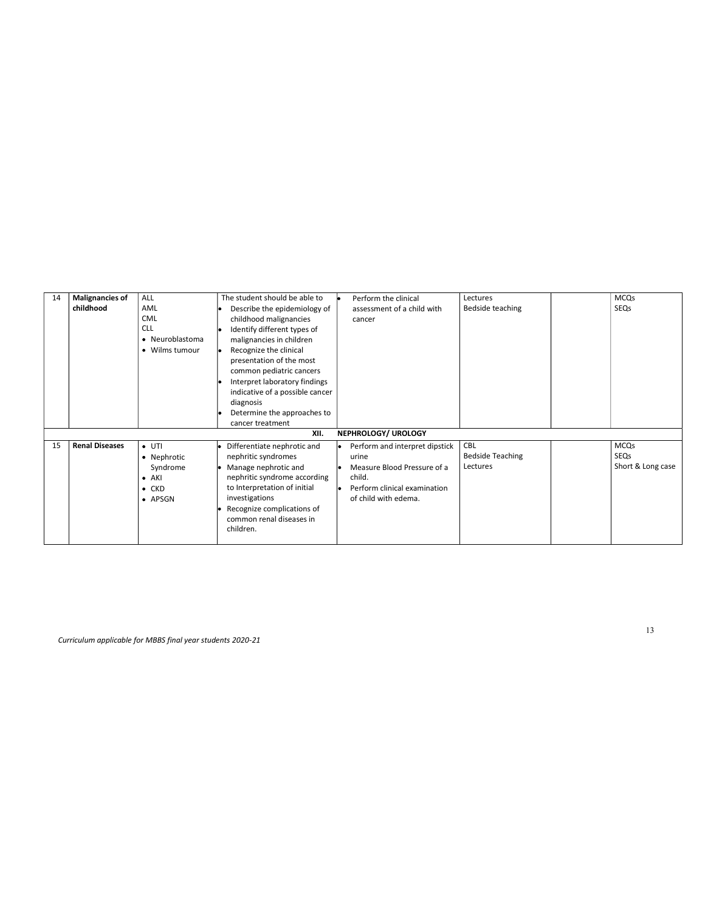| 14 | **Malignancies of childhood** | ALL<br>AML<br>CML<br>CLL<br>• Neuroblastoma<br>• Wilms tumour | The student should be able to<br>• Describe the epidemiology of childhood malignancies<br>• Identify different types of malignancies in children<br>• Recognize the clinical presentation of the most common pediatric cancers<br>• Interpret laboratory findings indicative of a possible cancer diagnosis<br>• Determine the approaches to cancer treatment | • Perform the clinical assessment of a child with cancer | Lectures<br>Bedside teaching | | MCQs<br>SEQs |
|---|---|---|---|---|---|---|---|
| | | | **XII.** | **NEPHROLOGY/ UROLOGY** | | | |
| 15 | **Renal Diseases** | • UTI<br>• Nephrotic Syndrome<br>• AKI<br>• CKD<br>• APSGN | • Differentiate nephrotic and nephritic syndromes<br>• Manage nephrotic and nephritic syndrome according to Interpretation of initial investigations<br>• Recognize complications of common renal diseases in children. | • Perform and interpret dipstick urine<br>• Measure Blood Pressure of a child.<br>• Perform clinical examination of child with edema. | CBL<br>Bedside Teaching<br>Lectures | | MCQs<br>SEQs<br>Short & Long case |

*Curriculum applicable for MBBS final year students 2020-21*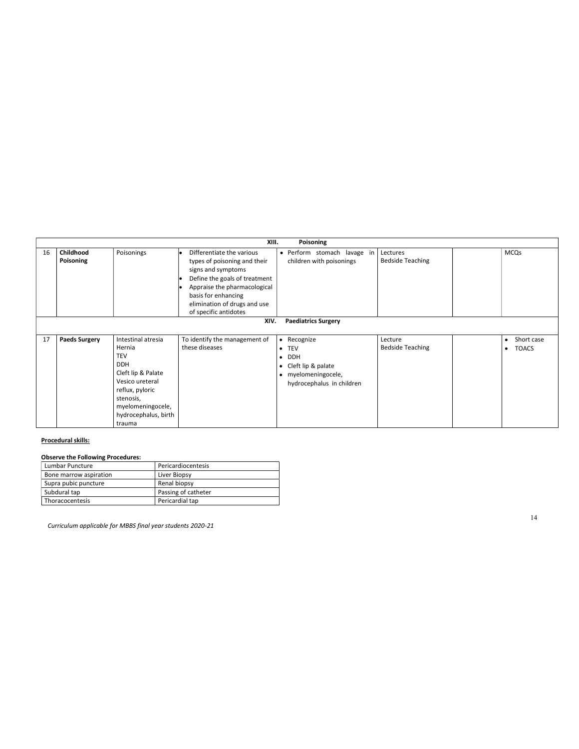| | | | | | | | |
|---|---|---|---|---|---|---|---|
| | | | **XIII. Poisoning** | | | | |
| 16 | **Childhood Poisoning** | Poisonings | • Differentiate the various types of poisoning and their signs and symptoms<br>• Define the goals of treatment<br>• Appraise the pharmacological basis for enhancing elimination of drugs and use of specific antidotes | • Perform stomach lavage in children with poisonings | Lectures<br>Bedside Teaching | | MCQs |
| | | | **XIV. Paediatrics Surgery** | | | | |
| 17 | **Paeds Surgery** | Intestinal atresia<br>Hernia<br>TEV<br>DDH<br>Cleft lip & Palate<br>Vesico ureteral reflux, pyloric stenosis, myelomeningocele, hydrocephalus, birth trauma | To identify the management of these diseases | • Recognize<br>• TEV<br>• DDH<br>• Cleft lip & palate<br>• myelomeningocele, hydrocephalus in children | Lecture<br>Bedside Teaching | | • Short case<br>• TOACS |

**Procedural skills:**

**Observe the Following Procedures:**

| | |
|---|---|
| Lumbar Puncture | Pericardiocentesis |
| Bone marrow aspiration | Liver Biopsy |
| Supra pubic puncture | Renal biopsy |
| Subdural tap | Passing of catheter |
| Thoracocentesis | Pericardial tap |

*Curriculum applicable for MBBS final year students 2020-21*